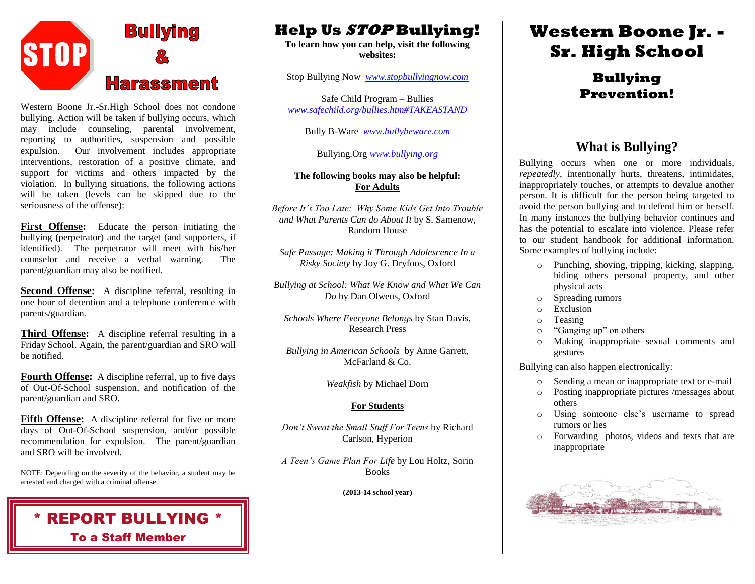# STOP Bullying & Harassment

Western Boone Jr.-Sr.High School does not condone bullying. Action will be taken if bullying occurs, which may include counseling, parental involvement, reporting to authorities, suspension and possible expulsion. Our involvement includes appropriate interventions, restoration of a positive climate, and support for victims and others impacted by the violation. In bullying situations, the following actions will be taken (levels can be skipped due to the seriousness of the offense):

**First Offense:** Educate the person initiating the bullying (perpetrator) and the target (and supporters, if identified). The perpetrator will meet with his/her counselor and receive a verbal warning. The parent/guardian may also be notified.

**Second Offense:** A discipline referral, resulting in one hour of detention and a telephone conference with parents/guardian.

**Third Offense:** A discipline referral resulting in a Friday School. Again, the parent/guardian and SRO will be notified.

**Fourth Offense:** A discipline referral, up to five days of Out-Of-School suspension, and notification of the parent/guardian and SRO.

**Fifth Offense:** A discipline referral for five or more days of Out-Of-School suspension, and/or possible recommendation for expulsion. The parent/guardian and SRO will be involved.

NOTE: Depending on the severity of the behavior, a student may be arrested and charged with a criminal offense.

**\* REPORT BULLYING \***
**To a Staff Member**

# Help Us *STOP* Bullying!

**To learn how you can help, visit the following websites:**

Stop Bullying Now *www.stopbullyingnow.com*

Safe Child Program – Bullies
*www.safechild.org/bullies.htm#TAKEASTAND*

Bully B-Ware *www.bullybeware.com*

Bullying.Org *www.bullying.org*

**The following books may also be helpful:**

**For Adults**

*Before It's Too Late: Why Some Kids Get Into Trouble and What Parents Can do About It* by S. Samenow, Random House

*Safe Passage: Making it Through Adolescence In a Risky Society* by Joy G. Dryfoos, Oxford

*Bullying at School: What We Know and What We Can Do* by Dan Olweus, Oxford

*Schools Where Everyone Belongs* by Stan Davis, Research Press

*Bullying in American Schools* by Anne Garrett, McFarland & Co.

*Weakfish* by Michael Dorn

**For Students**

*Don't Sweat the Small Stuff For Teens* by Richard Carlson, Hyperion

*A Teen's Game Plan For Life* by Lou Holtz, Sorin Books

**(2013-14 school year)**

# Western Boone Jr. - Sr. High School

## Bullying Prevention!

## What is Bullying?

Bullying occurs when one or more individuals, *repeatedly*, intentionally hurts, threatens, intimidates, inappropriately touches, or attempts to devalue another person. It is difficult for the person being targeted to avoid the person bullying and to defend him or herself. In many instances the bullying behavior continues and has the potential to escalate into violence. Please refer to our student handbook for additional information. Some examples of bullying include:

- Punching, shoving, tripping, kicking, slapping, hiding others personal property, and other physical acts
- Spreading rumors
- Exclusion
- Teasing
- "Ganging up" on others
- Making inappropriate sexual comments and gestures

Bullying can also happen electronically:

- Sending a mean or inappropriate text or e-mail
- Posting inappropriate pictures /messages about others
- Using someone else's username to spread rumors or lies
- Forwarding photos, videos and texts that are inappropriate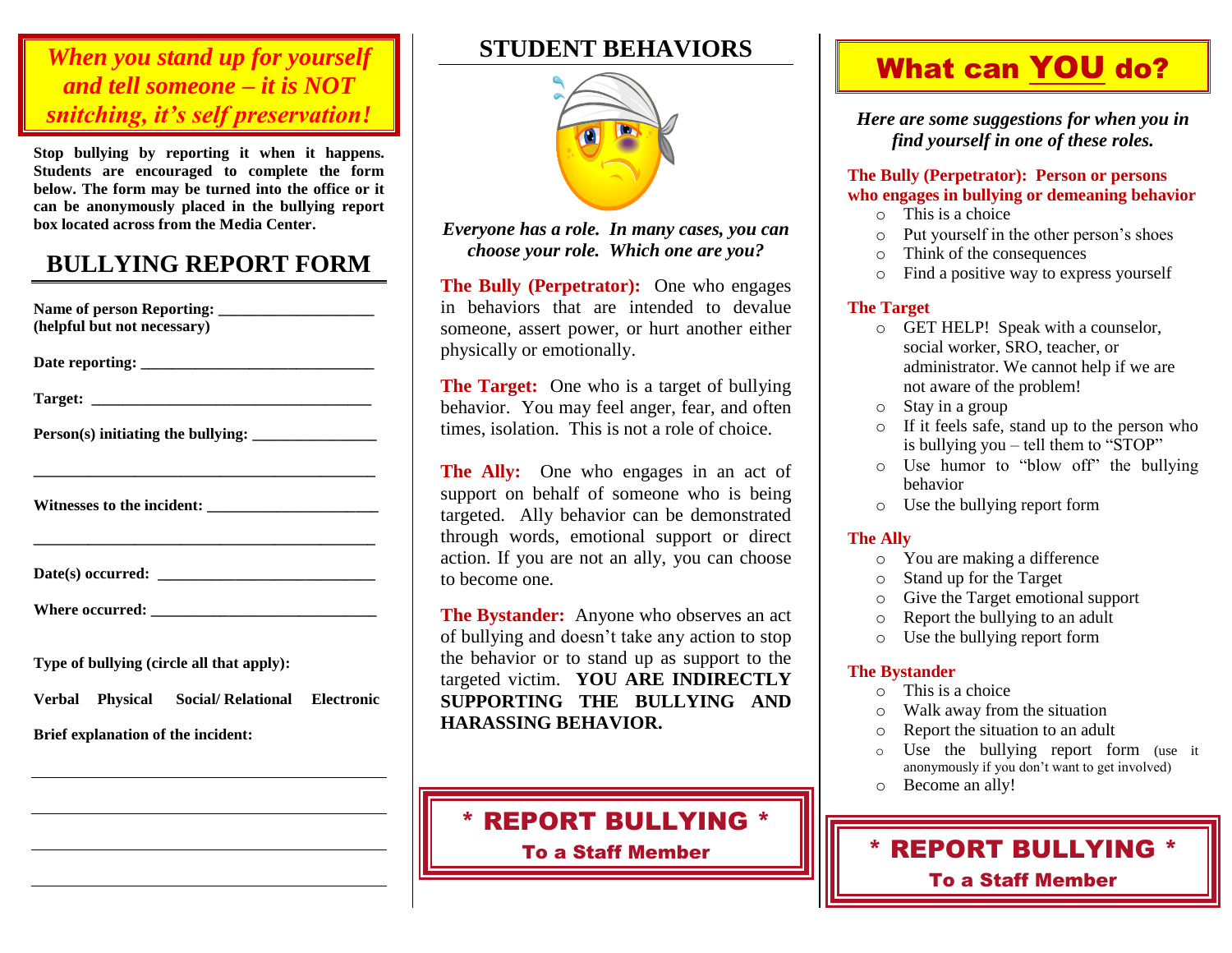*When you stand up for yourself and tell someone – it is NOT snitching, it's self preservation!*

**Stop bullying by reporting it when it happens. Students are encouraged to complete the form below. The form may be turned into the office or it can be anonymously placed in the bullying report box located across from the Media Center.**

## BULLYING REPORT FORM

**Name of person Reporting:** ____________________
**(helpful but not necessary)**

**Date reporting:** ______________________________

**Target:** ____________________________________

**Person(s) initiating the bullying:** ________________

_____________________________________________

**Witnesses to the incident:** ______________________

_____________________________________________

**Date(s) occurred:** ____________________________

**Where occurred:** _____________________________

**Type of bullying (circle all that apply):**

**Verbal  Physical  Social/ Relational  Electronic**

**Brief explanation of the incident:**

_____________________________________________

_____________________________________________

_____________________________________________

_____________________________________________

## STUDENT BEHAVIORS

*Everyone has a role. In many cases, you can choose your role. Which one are you?*

**The Bully (Perpetrator):** One who engages in behaviors that are intended to devalue someone, assert power, or hurt another either physically or emotionally.

**The Target:** One who is a target of bullying behavior. You may feel anger, fear, and often times, isolation. This is not a role of choice.

**The Ally:** One who engages in an act of support on behalf of someone who is being targeted. Ally behavior can be demonstrated through words, emotional support or direct action. If you are not an ally, you can choose to become one.

**The Bystander:** Anyone who observes an act of bullying and doesn't take any action to stop the behavior or to stand up as support to the targeted victim. **YOU ARE INDIRECTLY SUPPORTING THE BULLYING AND HARASSING BEHAVIOR.**

**\* REPORT BULLYING \***
**To a Staff Member**

## What can YOU do?

*Here are some suggestions for when you in find yourself in one of these roles.*

**The Bully (Perpetrator): Person or persons who engages in bullying or demeaning behavior**

- This is a choice
- Put yourself in the other person's shoes
- Think of the consequences
- Find a positive way to express yourself

**The Target**

- GET HELP! Speak with a counselor, social worker, SRO, teacher, or administrator. We cannot help if we are not aware of the problem!
- Stay in a group
- If it feels safe, stand up to the person who is bullying you – tell them to "STOP"
- Use humor to "blow off" the bullying behavior
- Use the bullying report form

**The Ally**

- You are making a difference
- Stand up for the Target
- Give the Target emotional support
- Report the bullying to an adult
- Use the bullying report form

**The Bystander**

- This is a choice
- Walk away from the situation
- Report the situation to an adult
- Use the bullying report form (use it anonymously if you don't want to get involved)
- Become an ally!

**\* REPORT BULLYING \***
**To a Staff Member**